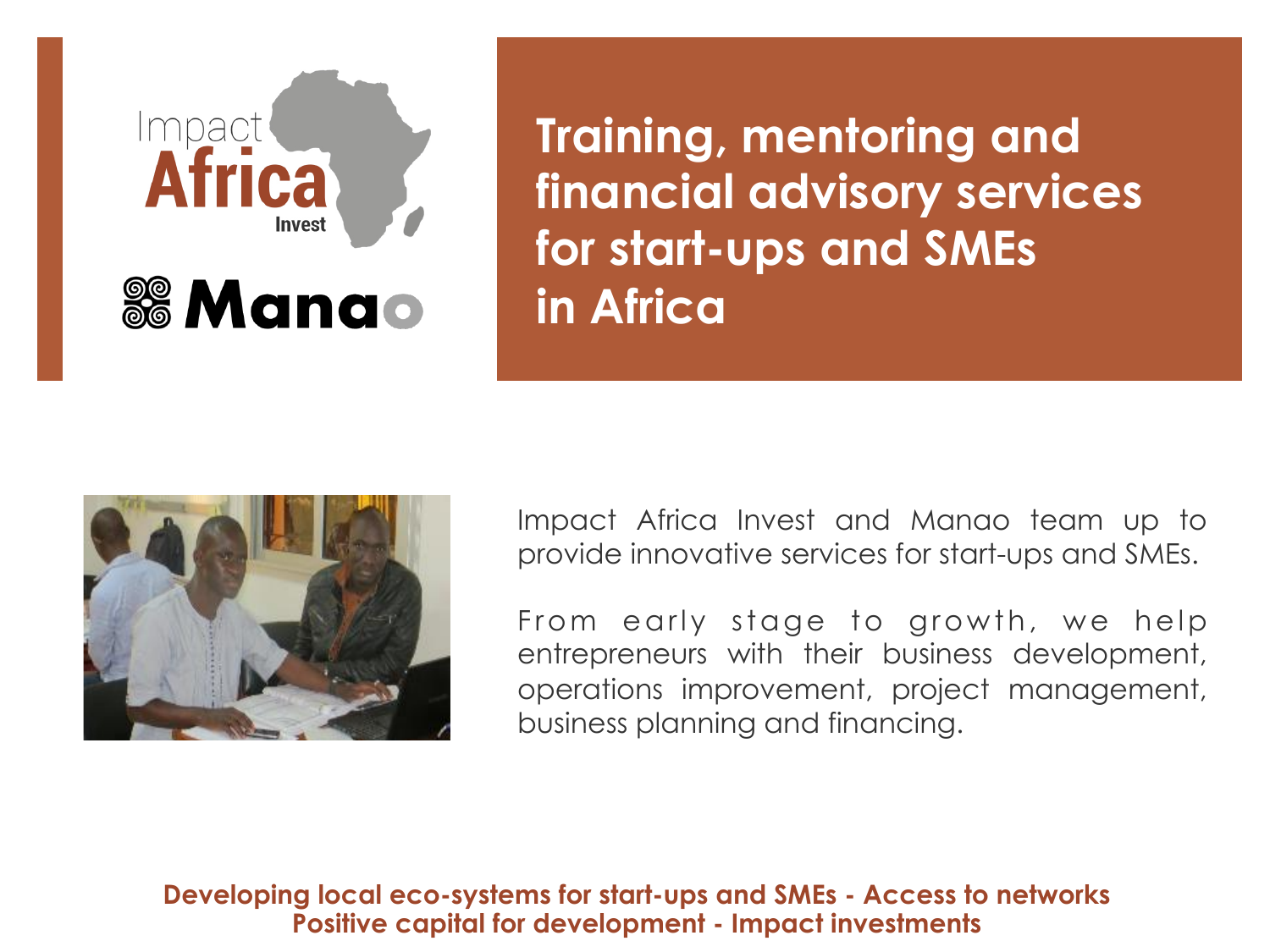Impact Africa Invest

Manao

# Training, mentoring and financial advisory services for start-ups and SMEs in Africa

Impact Africa Invest and Manao team up to provide innovative services for start-ups and SMEs.

From early stage to growth, we help entrepreneurs with their business development, operations improvement, project management, business planning and financing.

**Developing local eco-systems for start-ups and SMEs - Access to networks**
**Positive capital for development - Impact investments**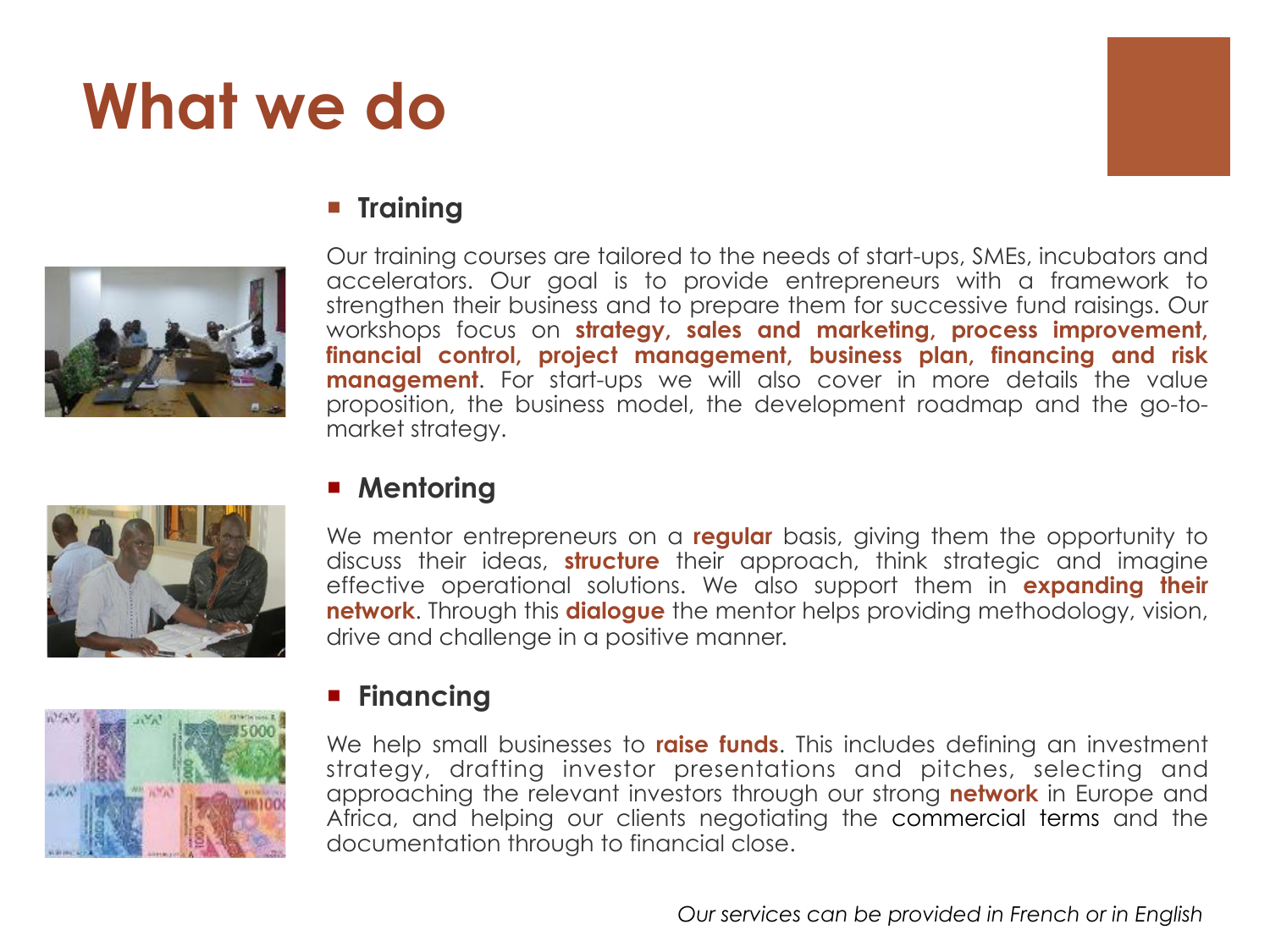# What we do

- **Training**

Our training courses are tailored to the needs of start-ups, SMEs, incubators and accelerators. Our goal is to provide entrepreneurs with a framework to strengthen their business and to prepare them for successive fund raisings. Our workshops focus on **strategy, sales and marketing, process improvement, financial control, project management, business plan, financing and risk management**. For start-ups we will also cover in more details the value proposition, the business model, the development roadmap and the go-to-market strategy.

- **Mentoring**

We mentor entrepreneurs on a **regular** basis, giving them the opportunity to discuss their ideas, **structure** their approach, think strategic and imagine effective operational solutions. We also support them in **expanding their network**. Through this **dialogue** the mentor helps providing methodology, vision, drive and challenge in a positive manner.

- **Financing**

We help small businesses to **raise funds**. This includes defining an investment strategy, drafting investor presentations and pitches, selecting and approaching the relevant investors through our strong **network** in Europe and Africa, and helping our clients negotiating the commercial terms and the documentation through to financial close.

*Our services can be provided in French or in English*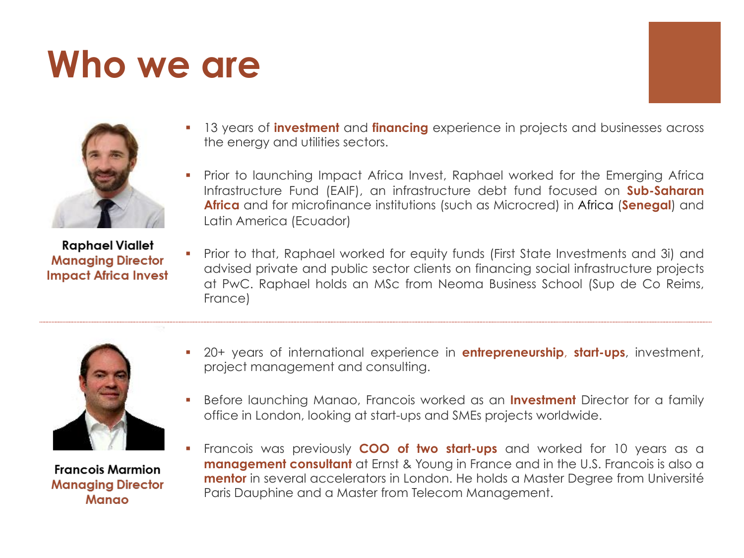# Who we are

**Raphael Viallet**
**Managing Director**
**Impact Africa Invest**

- 13 years of **investment** and **financing** experience in projects and businesses across the energy and utilities sectors.
- Prior to launching Impact Africa Invest, Raphael worked for the Emerging Africa Infrastructure Fund (EAIF), an infrastructure debt fund focused on **Sub-Saharan Africa** and for microfinance institutions (such as Microcred) in Africa (**Senegal**) and Latin America (Ecuador)
- Prior to that, Raphael worked for equity funds (First State Investments and 3i) and advised private and public sector clients on financing social infrastructure projects at PwC. Raphael holds an MSc from Neoma Business School (Sup de Co Reims, France)

---

**Francois Marmion**
**Managing Director**
**Manao**

- 20+ years of international experience in **entrepreneurship**, **start-ups**, investment, project management and consulting.
- Before launching Manao, Francois worked as an **Investment** Director for a family office in London, looking at start-ups and SMEs projects worldwide.
- Francois was previously **COO of two start-ups** and worked for 10 years as a **management consultant** at Ernst & Young in France and in the U.S. Francois is also a **mentor** in several accelerators in London. He holds a Master Degree from Université Paris Dauphine and a Master from Telecom Management.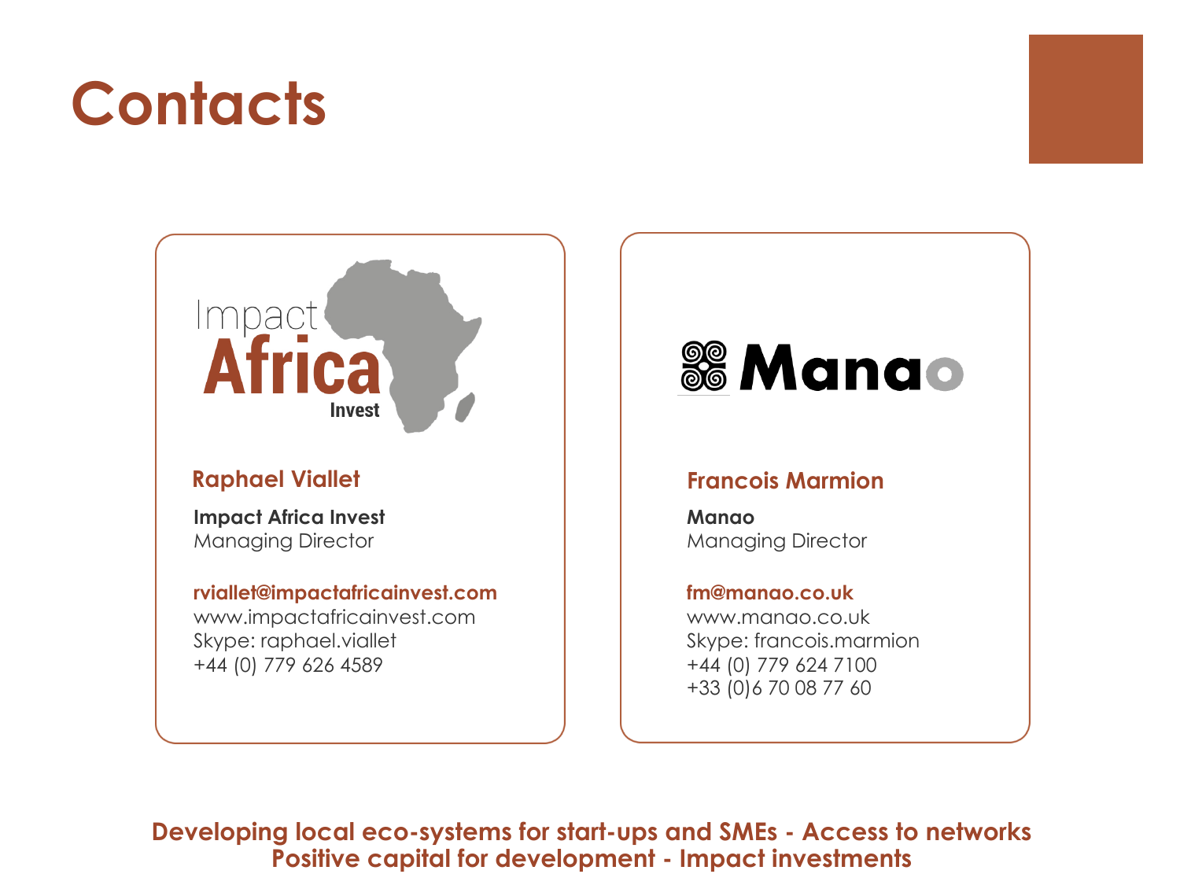# Contacts

Impact Africa Invest

### Raphael Viallet

**Impact Africa Invest**
Managing Director

**rviallet@impactafricainvest.com**
www.impactafricainvest.com
Skype: raphael.viallet
+44 (0) 779 626 4589

Manao

### Francois Marmion

**Manao**
Managing Director

**fm@manao.co.uk**
www.manao.co.uk
Skype: francois.marmion
+44 (0) 779 624 7100
+33 (0)6 70 08 77 60

**Developing local eco-systems for start-ups and SMEs - Access to networks**
**Positive capital for development - Impact investments**